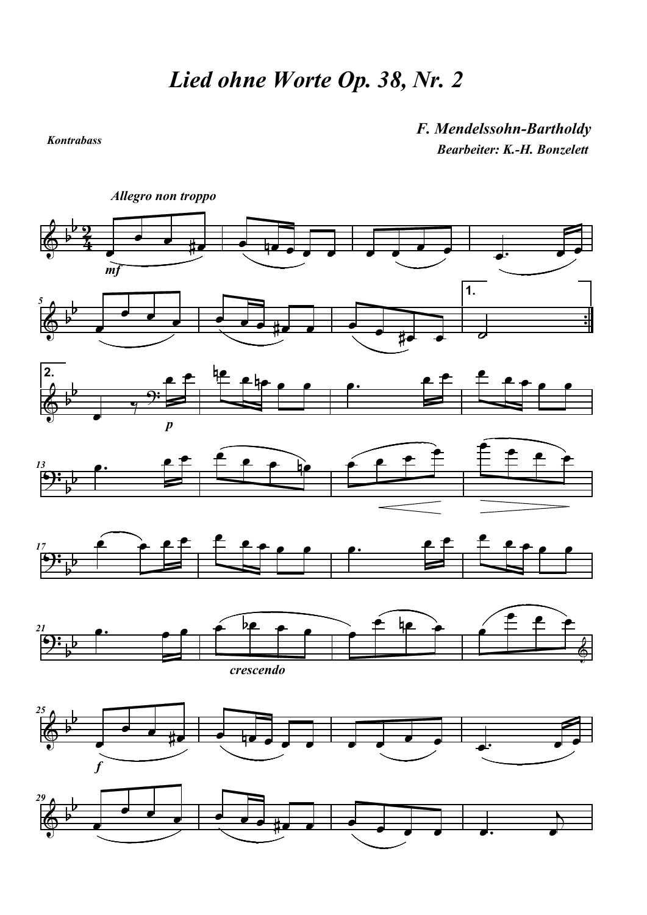# Lied ohne Worte Op. 38, Nr. 2

*Kontrabass*

***F. Mendelssohn-Bartholdy***

***Bearbeiter: K.-H. Bonzelett***

***Allegro non troppo***